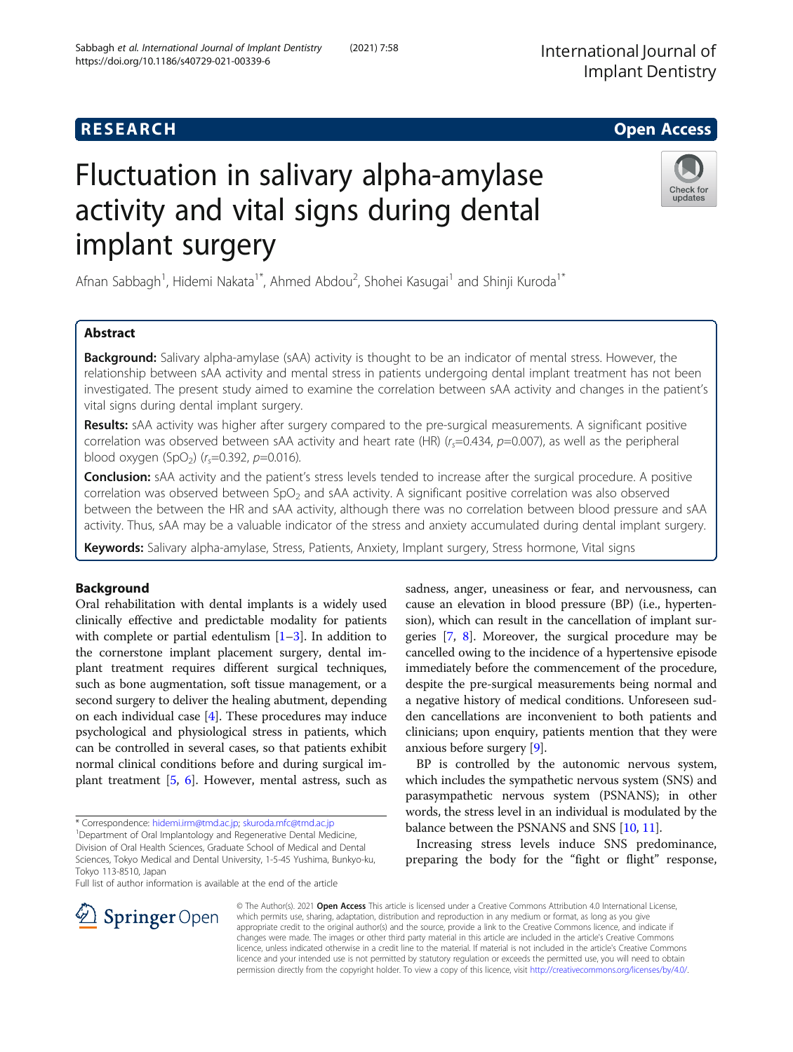RESEARCH

Open Access

# Fluctuation in salivary alpha-amylase activity and vital signs during dental implant surgery

Afnan Sabbagh[1], Hidemi Nakata[1*], Ahmed Abdou[2], Shohei Kasugai[1] and Shinji Kuroda[1*]

## Abstract

**Background:** Salivary alpha-amylase (sAA) activity is thought to be an indicator of mental stress. However, the relationship between sAA activity and mental stress in patients undergoing dental implant treatment has not been investigated. The present study aimed to examine the correlation between sAA activity and changes in the patient's vital signs during dental implant surgery.

**Results:** sAA activity was higher after surgery compared to the pre-surgical measurements. A significant positive correlation was observed between sAA activity and heart rate (HR) ($r_s$=0.434, $p$=0.007), as well as the peripheral blood oxygen ($SpO_2$) ($r_s$=0.392, $p$=0.016).

**Conclusion:** sAA activity and the patient's stress levels tended to increase after the surgical procedure. A positive correlation was observed between $SpO_2$ and sAA activity. A significant positive correlation was also observed between the between the HR and sAA activity, although there was no correlation between blood pressure and sAA activity. Thus, sAA may be a valuable indicator of the stress and anxiety accumulated during dental implant surgery.

**Keywords:** Salivary alpha-amylase, Stress, Patients, Anxiety, Implant surgery, Stress hormone, Vital signs

## Background

Oral rehabilitation with dental implants is a widely used clinically effective and predictable modality for patients with complete or partial edentulism [1–3]. In addition to the cornerstone implant placement surgery, dental implant treatment requires different surgical techniques, such as bone augmentation, soft tissue management, or a second surgery to deliver the healing abutment, depending on each individual case [4]. These procedures may induce psychological and physiological stress in patients, which can be controlled in several cases, so that patients exhibit normal clinical conditions before and during surgical implant treatment [5, 6]. However, mental astress, such as sadness, anger, uneasiness or fear, and nervousness, can cause an elevation in blood pressure (BP) (i.e., hypertension), which can result in the cancellation of implant surgeries [7, 8]. Moreover, the surgical procedure may be cancelled owing to the incidence of a hypertensive episode immediately before the commencement of the procedure, despite the pre-surgical measurements being normal and a negative history of medical conditions. Unforeseen sudden cancellations are inconvenient to both patients and clinicians; upon enquiry, patients mention that they were anxious before surgery [9].

BP is controlled by the autonomic nervous system, which includes the sympathetic nervous system (SNS) and parasympathetic nervous system (PSNANS); in other words, the stress level in an individual is modulated by the balance between the PSNANS and SNS [10, 11].

Increasing stress levels induce SNS predominance, preparing the body for the "fight or flight" response,

* Correspondence: hidemi.irm@tmd.ac.jp; skuroda.mfc@tmd.ac.jp
[1]Department of Oral Implantology and Regenerative Dental Medicine, Division of Oral Health Sciences, Graduate School of Medical and Dental Sciences, Tokyo Medical and Dental University, 1-5-45 Yushima, Bunkyo-ku, Tokyo 113-8510, Japan
Full list of author information is available at the end of the article

© The Author(s). 2021 **Open Access** This article is licensed under a Creative Commons Attribution 4.0 International License, which permits use, sharing, adaptation, distribution and reproduction in any medium or format, as long as you give appropriate credit to the original author(s) and the source, provide a link to the Creative Commons licence, and indicate if changes were made. The images or other third party material in this article are included in the article's Creative Commons licence, unless indicated otherwise in a credit line to the material. If material is not included in the article's Creative Commons licence and your intended use is not permitted by statutory regulation or exceeds the permitted use, you will need to obtain permission directly from the copyright holder. To view a copy of this licence, visit http://creativecommons.org/licenses/by/4.0/.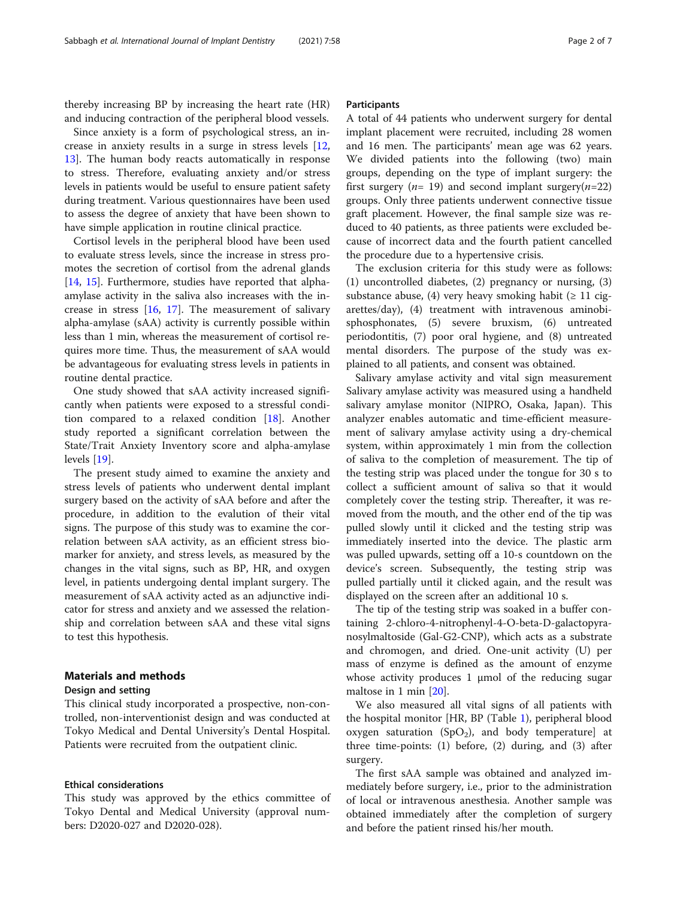thereby increasing BP by increasing the heart rate (HR) and inducing contraction of the peripheral blood vessels.

Since anxiety is a form of psychological stress, an increase in anxiety results in a surge in stress levels [12, 13]. The human body reacts automatically in response to stress. Therefore, evaluating anxiety and/or stress levels in patients would be useful to ensure patient safety during treatment. Various questionnaires have been used to assess the degree of anxiety that have been shown to have simple application in routine clinical practice.

Cortisol levels in the peripheral blood have been used to evaluate stress levels, since the increase in stress promotes the secretion of cortisol from the adrenal glands [14, 15]. Furthermore, studies have reported that alpha-amylase activity in the saliva also increases with the increase in stress [16, 17]. The measurement of salivary alpha-amylase (sAA) activity is currently possible within less than 1 min, whereas the measurement of cortisol requires more time. Thus, the measurement of sAA would be advantageous for evaluating stress levels in patients in routine dental practice.

One study showed that sAA activity increased significantly when patients were exposed to a stressful condition compared to a relaxed condition [18]. Another study reported a significant correlation between the State/Trait Anxiety Inventory score and alpha-amylase levels [19].

The present study aimed to examine the anxiety and stress levels of patients who underwent dental implant surgery based on the activity of sAA before and after the procedure, in addition to the evalution of their vital signs. The purpose of this study was to examine the correlation between sAA activity, as an efficient stress biomarker for anxiety, and stress levels, as measured by the changes in the vital signs, such as BP, HR, and oxygen level, in patients undergoing dental implant surgery. The measurement of sAA activity acted as an adjunctive indicator for stress and anxiety and we assessed the relationship and correlation between sAA and these vital signs to test this hypothesis.

## Materials and methods

### Design and setting

This clinical study incorporated a prospective, non-controlled, non-interventionist design and was conducted at Tokyo Medical and Dental University's Dental Hospital. Patients were recruited from the outpatient clinic.

### Ethical considerations

This study was approved by the ethics committee of Tokyo Dental and Medical University (approval numbers: D2020-027 and D2020-028).

### Participants

A total of 44 patients who underwent surgery for dental implant placement were recruited, including 28 women and 16 men. The participants' mean age was 62 years. We divided patients into the following (two) main groups, depending on the type of implant surgery: the first surgery ($n$= 19) and second implant surgery($n$=22) groups. Only three patients underwent connective tissue graft placement. However, the final sample size was reduced to 40 patients, as three patients were excluded because of incorrect data and the fourth patient cancelled the procedure due to a hypertensive crisis.

The exclusion criteria for this study were as follows: (1) uncontrolled diabetes, (2) pregnancy or nursing, (3) substance abuse, (4) very heavy smoking habit (≥ 11 cigarettes/day), (4) treatment with intravenous aminobisphosphonates, (5) severe bruxism, (6) untreated periodontitis, (7) poor oral hygiene, and (8) untreated mental disorders. The purpose of the study was explained to all patients, and consent was obtained.

Salivary amylase activity and vital sign measurement Salivary amylase activity was measured using a handheld salivary amylase monitor (NIPRO, Osaka, Japan). This analyzer enables automatic and time-efficient measurement of salivary amylase activity using a dry-chemical system, within approximately 1 min from the collection of saliva to the completion of measurement. The tip of the testing strip was placed under the tongue for 30 s to collect a sufficient amount of saliva so that it would completely cover the testing strip. Thereafter, it was removed from the mouth, and the other end of the tip was pulled slowly until it clicked and the testing strip was immediately inserted into the device. The plastic arm was pulled upwards, setting off a 10-s countdown on the device's screen. Subsequently, the testing strip was pulled partially until it clicked again, and the result was displayed on the screen after an additional 10 s.

The tip of the testing strip was soaked in a buffer containing 2-chloro-4-nitrophenyl-4-O-beta-D-galactopyranosylmaltoside (Gal-G2-CNP), which acts as a substrate and chromogen, and dried. One-unit activity (U) per mass of enzyme is defined as the amount of enzyme whose activity produces 1 μmol of the reducing sugar maltose in 1 min [20].

We also measured all vital signs of all patients with the hospital monitor [HR, BP (Table 1), peripheral blood oxygen saturation ($SpO_2$), and body temperature] at three time-points: (1) before, (2) during, and (3) after surgery.

The first sAA sample was obtained and analyzed immediately before surgery, i.e., prior to the administration of local or intravenous anesthesia. Another sample was obtained immediately after the completion of surgery and before the patient rinsed his/her mouth.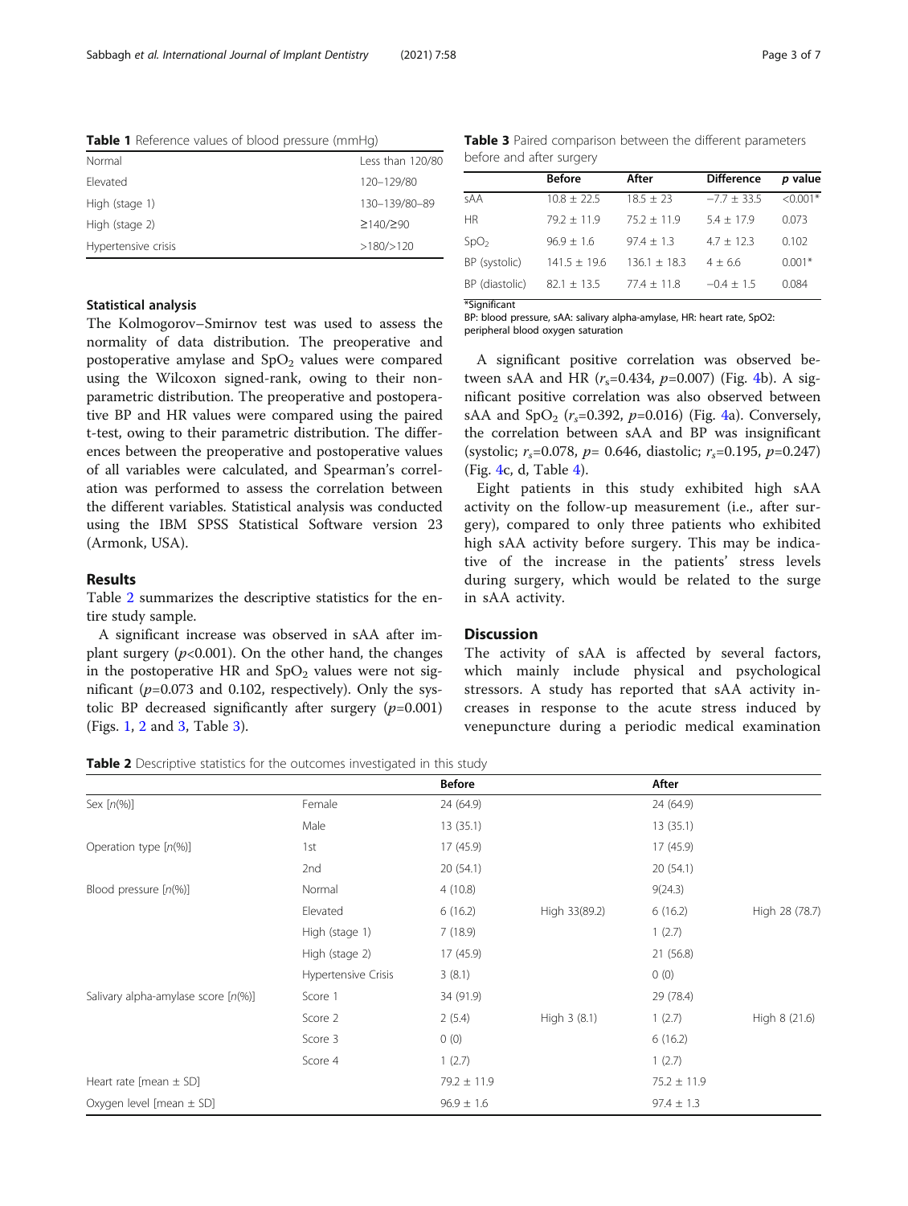**Table 1** Reference values of blood pressure (mmHg)

| | |
|---|---|
| Normal | Less than 120/80 |
| Elevated | 120–129/80 |
| High (stage 1) | 130–139/80–89 |
| High (stage 2) | ≥140/≥90 |
| Hypertensive crisis | >180/>120 |

### Statistical analysis

The Kolmogorov–Smirnov test was used to assess the normality of data distribution. The preoperative and postoperative amylase and $SpO_2$ values were compared using the Wilcoxon signed-rank, owing to their non-parametric distribution. The preoperative and postoperative BP and HR values were compared using the paired t-test, owing to their parametric distribution. The differences between the preoperative and postoperative values of all variables were calculated, and Spearman's correlation was performed to assess the correlation between the different variables. Statistical analysis was conducted using the IBM SPSS Statistical Software version 23 (Armonk, USA).

## Results

Table 2 summarizes the descriptive statistics for the entire study sample.

A significant increase was observed in sAA after implant surgery ($p<0.001$). On the other hand, the changes in the postoperative HR and $SpO_2$ values were not significant ($p=0.073$ and 0.102, respectively). Only the systolic BP decreased significantly after surgery ($p=0.001$) (Figs. 1, 2 and 3, Table 3).

**Table 3** Paired comparison between the different parameters before and after surgery

| | Before | After | Difference | *p* value |
|---|---|---|---|---|
| sAA | 10.8 ± 22.5 | 18.5 ± 23 | −7.7 ± 33.5 | <0.001* |
| HR | 79.2 ± 11.9 | 75.2 ± 11.9 | 5.4 ± 17.9 | 0.073 |
| $SpO_2$ | 96.9 ± 1.6 | 97.4 ± 1.3 | 4.7 ± 12.3 | 0.102 |
| BP (systolic) | 141.5 ± 19.6 | 136.1 ± 18.3 | 4 ± 6.6 | 0.001* |
| BP (diastolic) | 82.1 ± 13.5 | 77.4 ± 11.8 | −0.4 ± 1.5 | 0.084 |

*Significant

BP: blood pressure, sAA: salivary alpha-amylase, HR: heart rate, SpO2: peripheral blood oxygen saturation

A significant positive correlation was observed between sAA and HR ($r_s$=0.434, $p$=0.007) (Fig. 4b). A significant positive correlation was also observed between sAA and $SpO_2$ ($r_s$=0.392, $p$=0.016) (Fig. 4a). Conversely, the correlation between sAA and BP was insignificant (systolic; $r_s$=0.078, $p$= 0.646, diastolic; $r_s$=0.195, $p$=0.247) (Fig. 4c, d, Table 4).

Eight patients in this study exhibited high sAA activity on the follow-up measurement (i.e., after surgery), compared to only three patients who exhibited high sAA activity before surgery. This may be indicative of the increase in the patients' stress levels during surgery, which would be related to the surge in sAA activity.

## Discussion

The activity of sAA is affected by several factors, which mainly include physical and psychological stressors. A study has reported that sAA activity increases in response to the acute stress induced by venepuncture during a periodic medical examination

**Table 2** Descriptive statistics for the outcomes investigated in this study

| | | Before | | After | |
|---|---|---|---|---|---|
| Sex [*n*(%)] | Female | 24 (64.9) | | 24 (64.9) | |
| | Male | 13 (35.1) | | 13 (35.1) | |
| Operation type [*n*(%)] | 1st | 17 (45.9) | | 17 (45.9) | |
| | 2nd | 20 (54.1) | | 20 (54.1) | |
| Blood pressure [*n*(%)] | Normal | 4 (10.8) | | 9(24.3) | |
| | Elevated | 6 (16.2) | High 33(89.2) | 6 (16.2) | High 28 (78.7) |
| | High (stage 1) | 7 (18.9) | | 1 (2.7) | |
| | High (stage 2) | 17 (45.9) | | 21 (56.8) | |
| | Hypertensive Crisis | 3 (8.1) | | 0 (0) | |
| Salivary alpha-amylase score [*n*(%)] | Score 1 | 34 (91.9) | | 29 (78.4) | |
| | Score 2 | 2 (5.4) | High 3 (8.1) | 1 (2.7) | High 8 (21.6) |
| | Score 3 | 0 (0) | | 6 (16.2) | |
| | Score 4 | 1 (2.7) | | 1 (2.7) | |
| Heart rate [mean ± SD] | | 79.2 ± 11.9 | | 75.2 ± 11.9 | |
| Oxygen level [mean ± SD] | | 96.9 ± 1.6 | | 97.4 ± 1.3 | |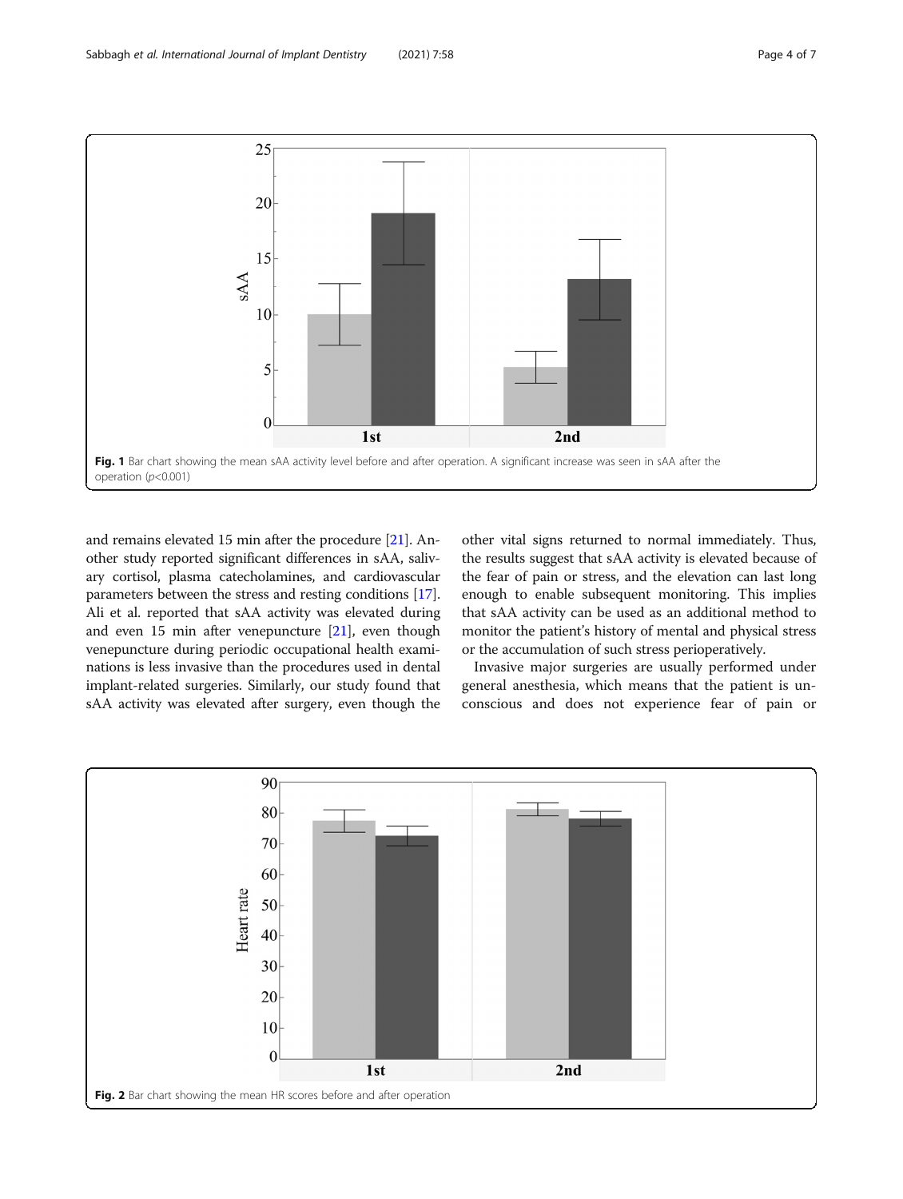Fig. 1 Bar chart showing the mean sAA activity level before and after operation. A significant increase was seen in sAA after the operation ($p<0.001$)

and remains elevated 15 min after the procedure [21]. Another study reported significant differences in sAA, salivary cortisol, plasma catecholamines, and cardiovascular parameters between the stress and resting conditions [17]. Ali et al. reported that sAA activity was elevated during and even 15 min after venepuncture [21], even though venepuncture during periodic occupational health examinations is less invasive than the procedures used in dental implant-related surgeries. Similarly, our study found that sAA activity was elevated after surgery, even though the other vital signs returned to normal immediately. Thus, the results suggest that sAA activity is elevated because of the fear of pain or stress, and the elevation can last long enough to enable subsequent monitoring. This implies that sAA activity can be used as an additional method to monitor the patient's history of mental and physical stress or the accumulation of such stress perioperatively.

Invasive major surgeries are usually performed under general anesthesia, which means that the patient is unconscious and does not experience fear of pain or

Fig. 2 Bar chart showing the mean HR scores before and after operation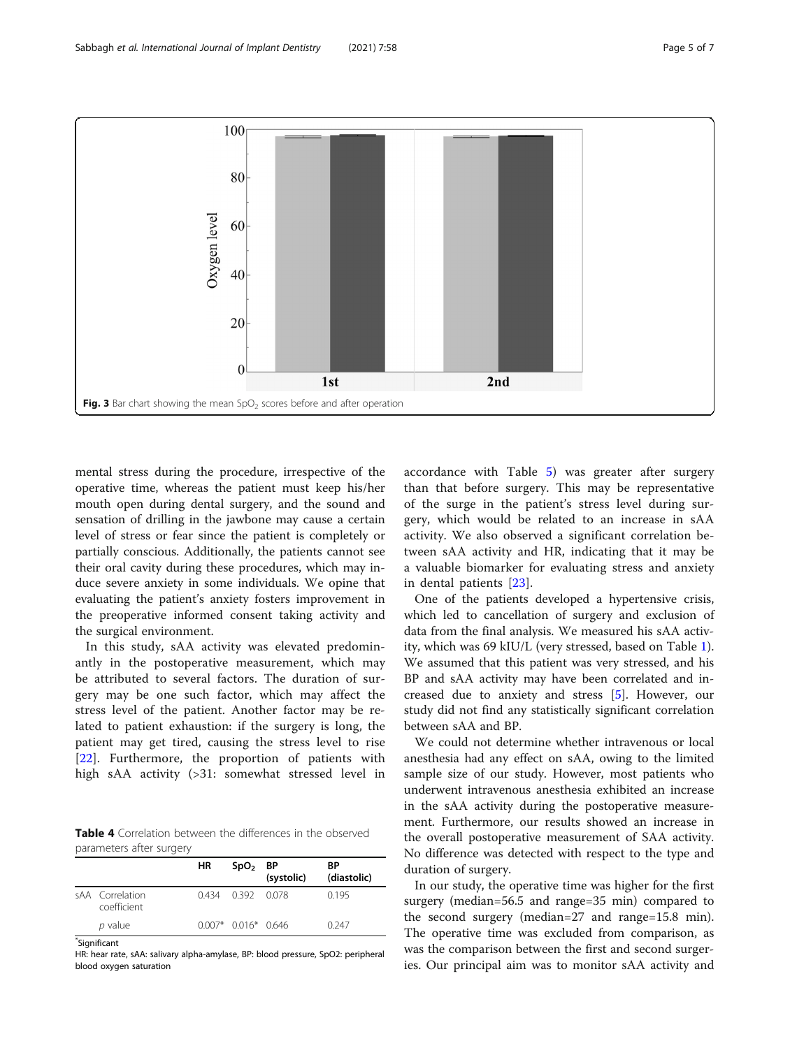Fig. 3 Bar chart showing the mean $SpO_2$ scores before and after operation

mental stress during the procedure, irrespective of the operative time, whereas the patient must keep his/her mouth open during dental surgery, and the sound and sensation of drilling in the jawbone may cause a certain level of stress or fear since the patient is completely or partially conscious. Additionally, the patients cannot see their oral cavity during these procedures, which may induce severe anxiety in some individuals. We opine that evaluating the patient's anxiety fosters improvement in the preoperative informed consent taking activity and the surgical environment.

In this study, sAA activity was elevated predominantly in the postoperative measurement, which may be attributed to several factors. The duration of surgery may be one such factor, which may affect the stress level of the patient. Another factor may be related to patient exhaustion: if the surgery is long, the patient may get tired, causing the stress level to rise [22]. Furthermore, the proportion of patients with high sAA activity (>31: somewhat stressed level in accordance with Table 5) was greater after surgery than that before surgery. This may be representative of the surge in the patient's stress level during surgery, which would be related to an increase in sAA activity. We also observed a significant correlation between sAA activity and HR, indicating that it may be a valuable biomarker for evaluating stress and anxiety in dental patients [23].

**Table 4** Correlation between the differences in the observed parameters after surgery

| | | HR | $SpO_2$ | BP (systolic) | BP (diastolic) |
|---|---|---|---|---|---|
| sAA | Correlation coefficient | 0.434 | 0.392 | 0.078 | 0.195 |
| | *p* value | 0.007* | 0.016* | 0.646 | 0.247 |

*Significant

HR: hear rate, sAA: salivary alpha-amylase, BP: blood pressure, SpO2: peripheral blood oxygen saturation

One of the patients developed a hypertensive crisis, which led to cancellation of surgery and exclusion of data from the final analysis. We measured his sAA activity, which was 69 kIU/L (very stressed, based on Table 1). We assumed that this patient was very stressed, and his BP and sAA activity may have been correlated and increased due to anxiety and stress [5]. However, our study did not find any statistically significant correlation between sAA and BP.

We could not determine whether intravenous or local anesthesia had any effect on sAA, owing to the limited sample size of our study. However, most patients who underwent intravenous anesthesia exhibited an increase in the sAA activity during the postoperative measurement. Furthermore, our results showed an increase in the overall postoperative measurement of SAA activity. No difference was detected with respect to the type and duration of surgery.

In our study, the operative time was higher for the first surgery (median=56.5 and range=35 min) compared to the second surgery (median=27 and range=15.8 min). The operative time was excluded from comparison, as was the comparison between the first and second surgeries. Our principal aim was to monitor sAA activity and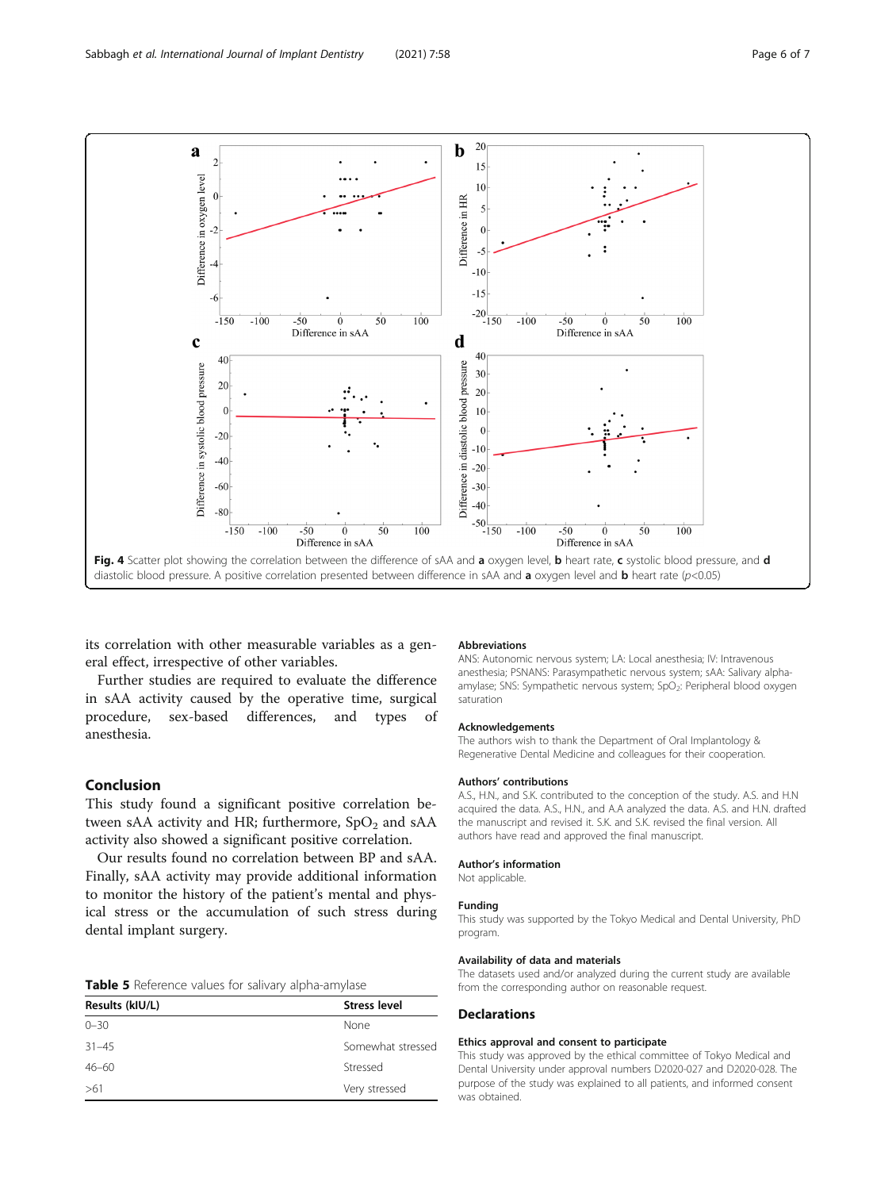Fig. 4 Scatter plot showing the correlation between the difference of sAA and **a** oxygen level, **b** heart rate, **c** systolic blood pressure, and **d** diastolic blood pressure. A positive correlation presented between difference in sAA and **a** oxygen level and **b** heart rate ($p<0.05$)

its correlation with other measurable variables as a general effect, irrespective of other variables.

Further studies are required to evaluate the difference in sAA activity caused by the operative time, surgical procedure, sex-based differences, and types of anesthesia.

## Conclusion

This study found a significant positive correlation between sAA activity and HR; furthermore, $SpO_2$ and sAA activity also showed a significant positive correlation.

Our results found no correlation between BP and sAA. Finally, sAA activity may provide additional information to monitor the history of the patient's mental and physical stress or the accumulation of such stress during dental implant surgery.

**Table 5** Reference values for salivary alpha-amylase

| Results (kIU/L) | Stress level |
|---|---|
| 0–30 | None |
| 31–45 | Somewhat stressed |
| 46–60 | Stressed |
| >61 | Very stressed |

### Abbreviations

ANS: Autonomic nervous system; LA: Local anesthesia; IV: Intravenous anesthesia; PSNANS: Parasympathetic nervous system; sAA: Salivary alpha-amylase; SNS: Sympathetic nervous system; $SpO_2$: Peripheral blood oxygen saturation

### Acknowledgements

The authors wish to thank the Department of Oral Implantology & Regenerative Dental Medicine and colleagues for their cooperation.

### Authors' contributions

A.S., H.N., and S.K. contributed to the conception of the study. A.S. and H.N acquired the data. A.S., H.N., and A.A analyzed the data. A.S. and H.N. drafted the manuscript and revised it. S.K. and S.K. revised the final version. All authors have read and approved the final manuscript.

### Author's information

Not applicable.

### Funding

This study was supported by the Tokyo Medical and Dental University, PhD program.

### Availability of data and materials

The datasets used and/or analyzed during the current study are available from the corresponding author on reasonable request.

## Declarations

### Ethics approval and consent to participate

This study was approved by the ethical committee of Tokyo Medical and Dental University under approval numbers D2020-027 and D2020-028. The purpose of the study was explained to all patients, and informed consent was obtained.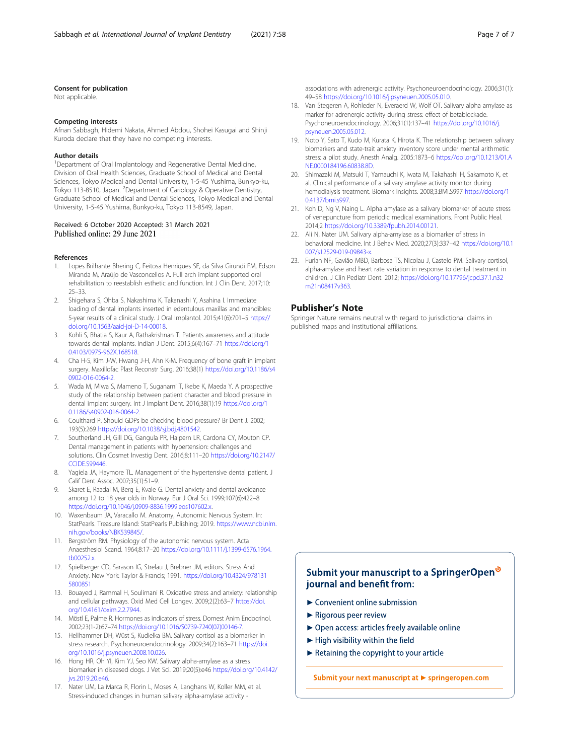### Consent for publication

Not applicable.

### Competing interests

Afnan Sabbagh, Hidemi Nakata, Ahmed Abdou, Shohei Kasugai and Shinji Kuroda declare that they have no competing interests.

### Author details

[1]Department of Oral Implantology and Regenerative Dental Medicine, Division of Oral Health Sciences, Graduate School of Medical and Dental Sciences, Tokyo Medical and Dental University, 1-5-45 Yushima, Bunkyo-ku, Tokyo 113-8510, Japan. [2]Department of Cariology & Operative Dentistry, Graduate School of Medical and Dental Sciences, Tokyo Medical and Dental University, 1-5-45 Yushima, Bunkyo-ku, Tokyo 113-8549, Japan.

Received: 6 October 2020 Accepted: 31 March 2021
Published online: 29 June 2021

### References

1. Lopes Brilhante Bhering C, Feitosa Henriques SE, da Silva Girundi FM, Edson Miranda M, Araújo de Vasconcellos A. Full arch implant supported oral rehabilitation to reestablish esthetic and function. Int J Clin Dent. 2017;10:25–33.
2. Shigehara S, Ohba S, Nakashima K, Takanashi Y, Asahina I. Immediate loading of dental implants inserted in edentulous maxillas and mandibles: 5-year results of a clinical study. J Oral Implantol. 2015;41(6):701–5 https://doi.org/10.1563/aaid-joi-D-14-00018.
3. Kohli S, Bhatia S, Kaur A, Rathakrishnan T. Patients awareness and attitude towards dental implants. Indian J Dent. 2015;6(4):167–71 https://doi.org/10.4103/0975-962X.168518.
4. Cha H-S, Kim J-W, Hwang J-H, Ahn K-M. Frequency of bone graft in implant surgery. Maxillofac Plast Reconstr Surg. 2016;38(1) https://doi.org/10.1186/s40902-016-0064-2.
5. Wada M, Miwa S, Mameno T, Suganami T, Ikebe K, Maeda Y. A prospective study of the relationship between patient character and blood pressure in dental implant surgery. Int J Implant Dent. 2016;38(1):19 https://doi.org/10.1186/s40902-016-0064-2.
6. Coulthard P. Should GDPs be checking blood pressure? Br Dent J. 2002;193(5):269 https://doi.org/10.1038/sj.bdj.4801542.
7. Southerland JH, Gill DG, Gangula PR, Halpern LR, Cardona CY, Mouton CP. Dental management in patients with hypertension: challenges and solutions. Clin Cosmet Investig Dent. 2016;8:111–20 https://doi.org/10.2147/CCIDE.S99446.
8. Yagiela JA, Haymore TL. Management of the hypertensive dental patient. J Calif Dent Assoc. 2007;35(1):51–9.
9. Skaret E, Raadal M, Berg E, Kvale G. Dental anxiety and dental avoidance among 12 to 18 year olds in Norway. Eur J Oral Sci. 1999;107(6):422–8 https://doi.org/10.1046/j.0909-8836.1999.eos107602.x.
10. Waxenbaum JA, Varacallo M. Anatomy, Autonomic Nervous System. In: StatPearls. Treasure Island: StatPearls Publishing; 2019. https://www.ncbi.nlm.nih.gov/books/NBK539845/.
11. Bergström RM. Physiology of the autonomic nervous system. Acta Anaesthesiol Scand. 1964;8:17–20 https://doi.org/10.1111/j.1399-6576.1964.tb00252.x.
12. Spielberger CD, Sarason IG, Strelau J, Brebner JM, editors. Stress And Anxiety. New York: Taylor & Francis; 1991. https://doi.org/10.4324/9781315800851
13. Bouayed J, Rammal H, Soulimani R. Oxidative stress and anxiety: relationship and cellular pathways. Oxid Med Cell Longev. 2009;2(2):63–7 https://doi.org/10.4161/oxim.2.2.7944.
14. Möstl E, Palme R. Hormones as indicators of stress. Domest Anim Endocrinol. 2002;23(1-2):67–74 https://doi.org/10.1016/S0739-7240(02)00146-7.
15. Hellhammer DH, Wüst S, Kudielka BM. Salivary cortisol as a biomarker in stress research. Psychoneuroendocrinology. 2009;34(2):163–71 https://doi.org/10.1016/j.psyneuen.2008.10.026.
16. Hong HR, Oh YI, Kim YJ, Seo KW. Salivary alpha-amylase as a stress biomarker in diseased dogs. J Vet Sci. 2019;20(5):e46 https://doi.org/10.4142/jvs.2019.20.e46.
17. Nater UM, La Marca R, Florin L, Moses A, Langhans W, Koller MM, et al. Stress-induced changes in human salivary alpha-amylase activity - associations with adrenergic activity. Psychoneuroendocrinology. 2006;31(1):49–58 https://doi.org/10.1016/j.psyneuen.2005.05.010.
18. Van Stegeren A, Rohleder N, Everaerd W, Wolf OT. Salivary alpha amylase as marker for adrenergic activity during stress: effect of betablockade. Psychoneuroendocrinology. 2006;31(1):137–41 https://doi.org/10.1016/j.psyneuen.2005.05.012.
19. Noto Y, Sato T, Kudo M, Kurata K, Hirota K. The relationship between salivary biomarkers and state-trait anxiety inventory score under mental arithmetic stress: a pilot study. Anesth Analg. 2005:1873–6 https://doi.org/10.1213/01.ANE.0000184196.60838.8D.
20. Shimazaki M, Matsuki T, Yamauchi K, Iwata M, Takahashi H, Sakamoto K, et al. Clinical performance of a salivary amylase activity monitor during hemodialysis treatment. Biomark Insights. 2008;3:BMI.S997 https://doi.org/10.4137/bmi.s997.
21. Koh D, Ng V, Naing L. Alpha amylase as a salivary biomarker of acute stress of venepuncture from periodic medical examinations. Front Public Heal. 2014;2 https://doi.org/10.3389/fpubh.2014.00121.
22. Ali N, Nater UM. Salivary alpha-amylase as a biomarker of stress in behavioral medicine. Int J Behav Med. 2020;27(3):337–42 https://doi.org/10.1007/s12529-019-09843-x.
23. Furlan NF, Gavião MBD, Barbosa TS, Nicolau J, Castelo PM. Salivary cortisol, alpha-amylase and heart rate variation in response to dental treatment in children. J Clin Pediatr Dent. 2012; https://doi.org/10.17796/jcpd.37.1.n32m21n08417v363.

## Publisher's Note

Springer Nature remains neutral with regard to jurisdictional claims in published maps and institutional affiliations.